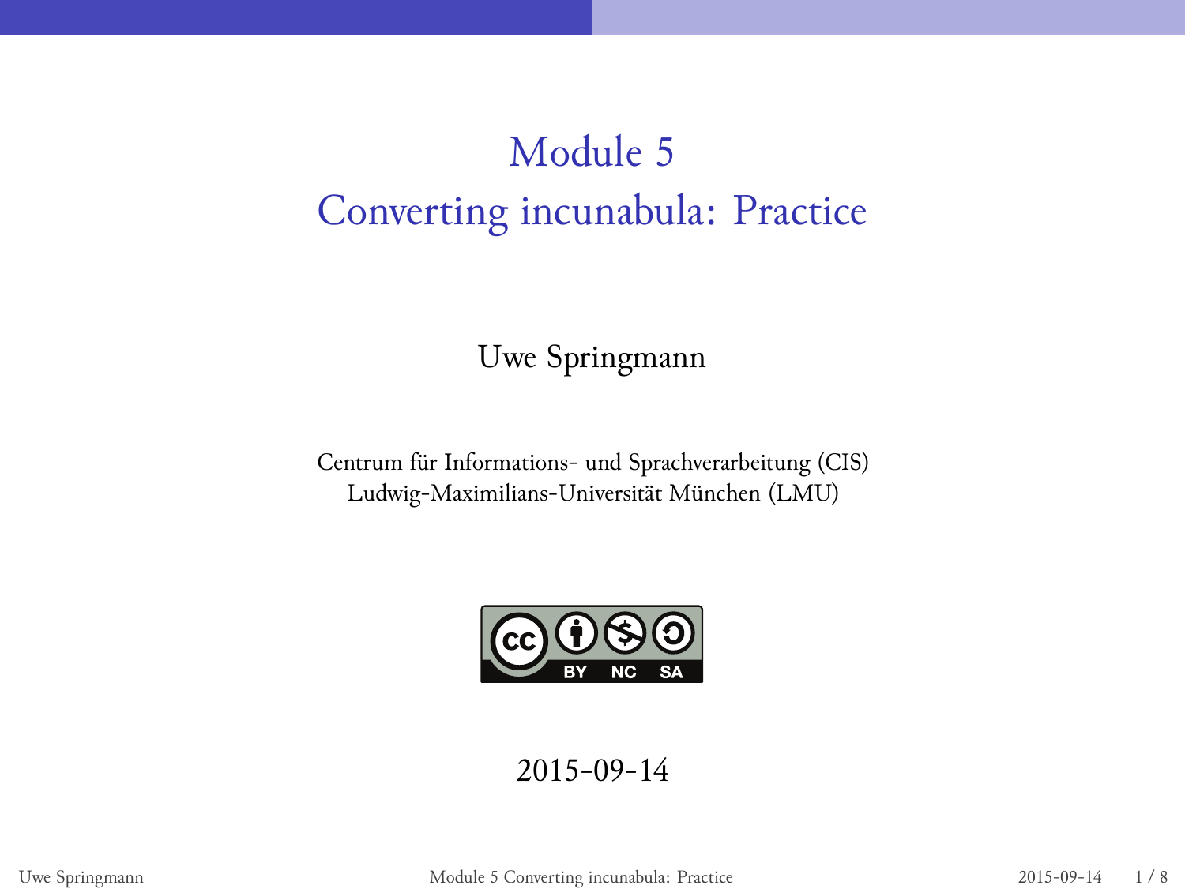# Module 5
# Converting incunabula: Practice

Uwe Springmann

Centrum für Informations- und Sprachverarbeitung (CIS)
Ludwig-Maximilians-Universität München (LMU)

BY NC SA

2015-09-14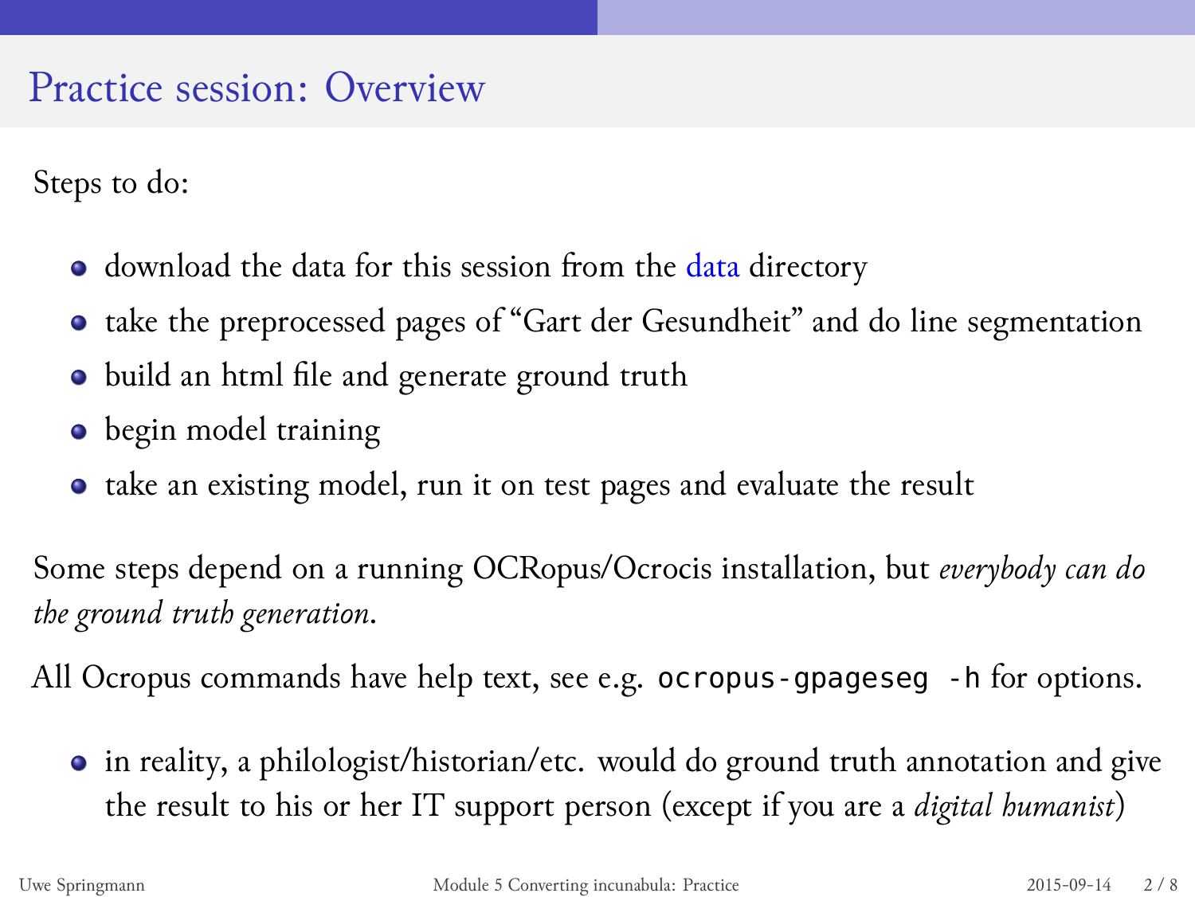# Practice session: Overview

Steps to do:

- download the data for this session from the data directory
- take the preprocessed pages of "Gart der Gesundheit" and do line segmentation
- build an html file and generate ground truth
- begin model training
- take an existing model, run it on test pages and evaluate the result

Some steps depend on a running OCRopus/Ocrocis installation, but *everybody can do the ground truth generation*.

All Ocropus commands have help text, see e.g. `ocropus-gpageseg -h` for options.

- in reality, a philologist/historian/etc. would do ground truth annotation and give the result to his or her IT support person (except if you are a *digital humanist*)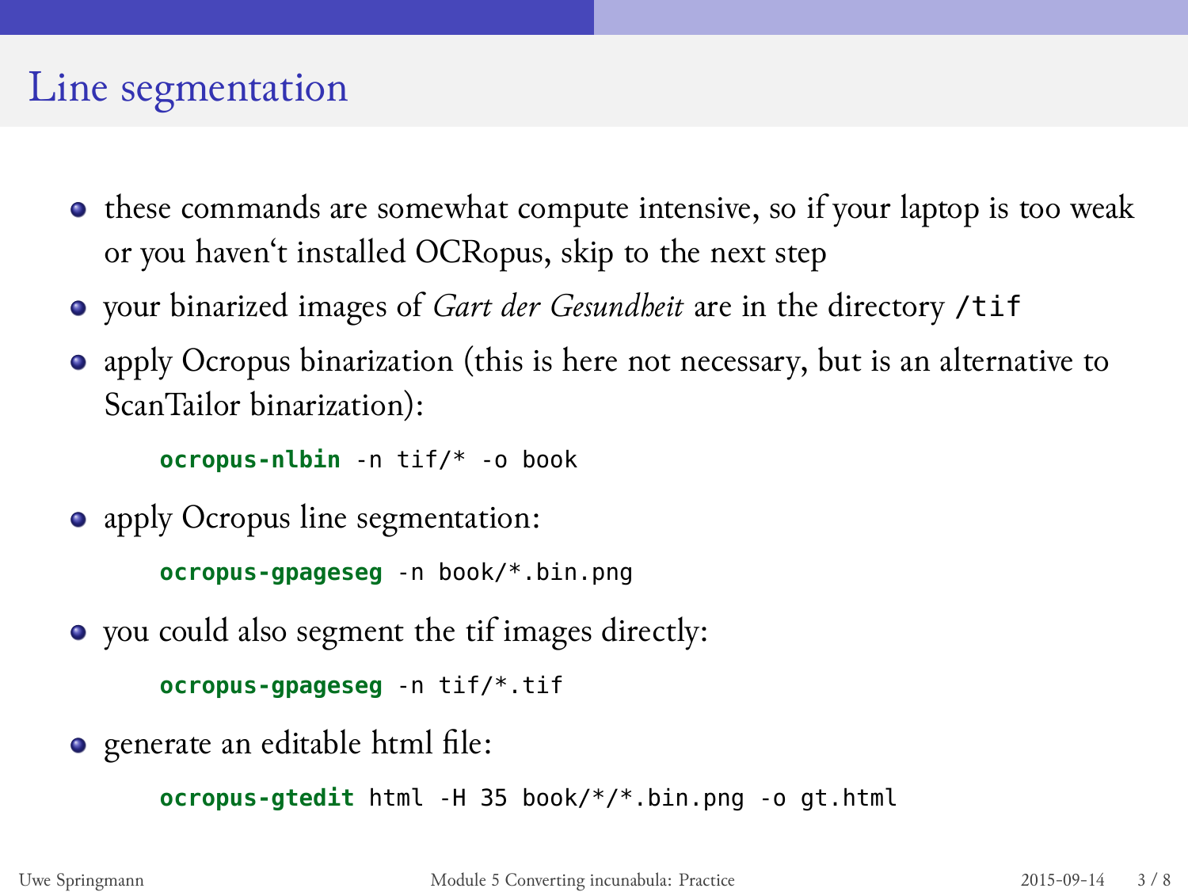# Line segmentation

- these commands are somewhat compute intensive, so if your laptop is too weak or you haven't installed OCRopus, skip to the next step
- your binarized images of *Gart der Gesundheit* are in the directory `/tif`
- apply Ocropus binarization (this is here not necessary, but is an alternative to ScanTailor binarization):

  ```
  ocropus-nlbin -n tif/* -o book
  ```

- apply Ocropus line segmentation:

  ```
  ocropus-gpageseg -n book/*.bin.png
  ```

- you could also segment the tif images directly:

  ```
  ocropus-gpageseg -n tif/*.tif
  ```

- generate an editable html file:

  ```
  ocropus-gtedit html -H 35 book/*/*.bin.png -o gt.html
  ```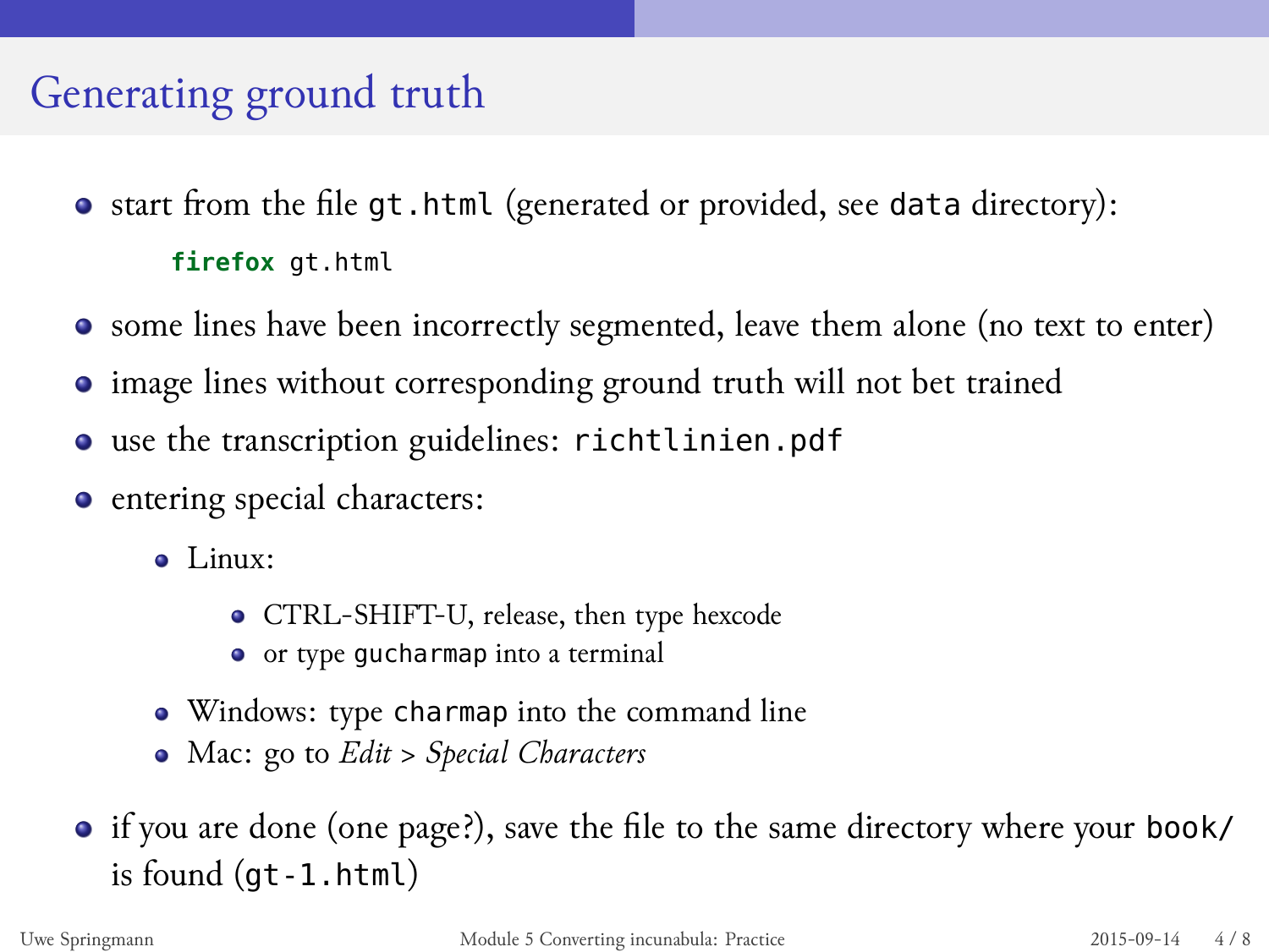# Generating ground truth

- start from the file `gt.html` (generated or provided, see `data` directory):

```
firefox gt.html
```

- some lines have been incorrectly segmented, leave them alone (no text to enter)
- image lines without corresponding ground truth will not bet trained
- use the transcription guidelines: `richtlinien.pdf`
- entering special characters:
  - Linux:
    - CTRL-SHIFT-U, release, then type hexcode
    - or type `gucharmap` into a terminal
  - Windows: type `charmap` into the command line
  - Mac: go to *Edit* > *Special Characters*
- if you are done (one page?), save the file to the same directory where your `book/` is found (`gt-1.html`)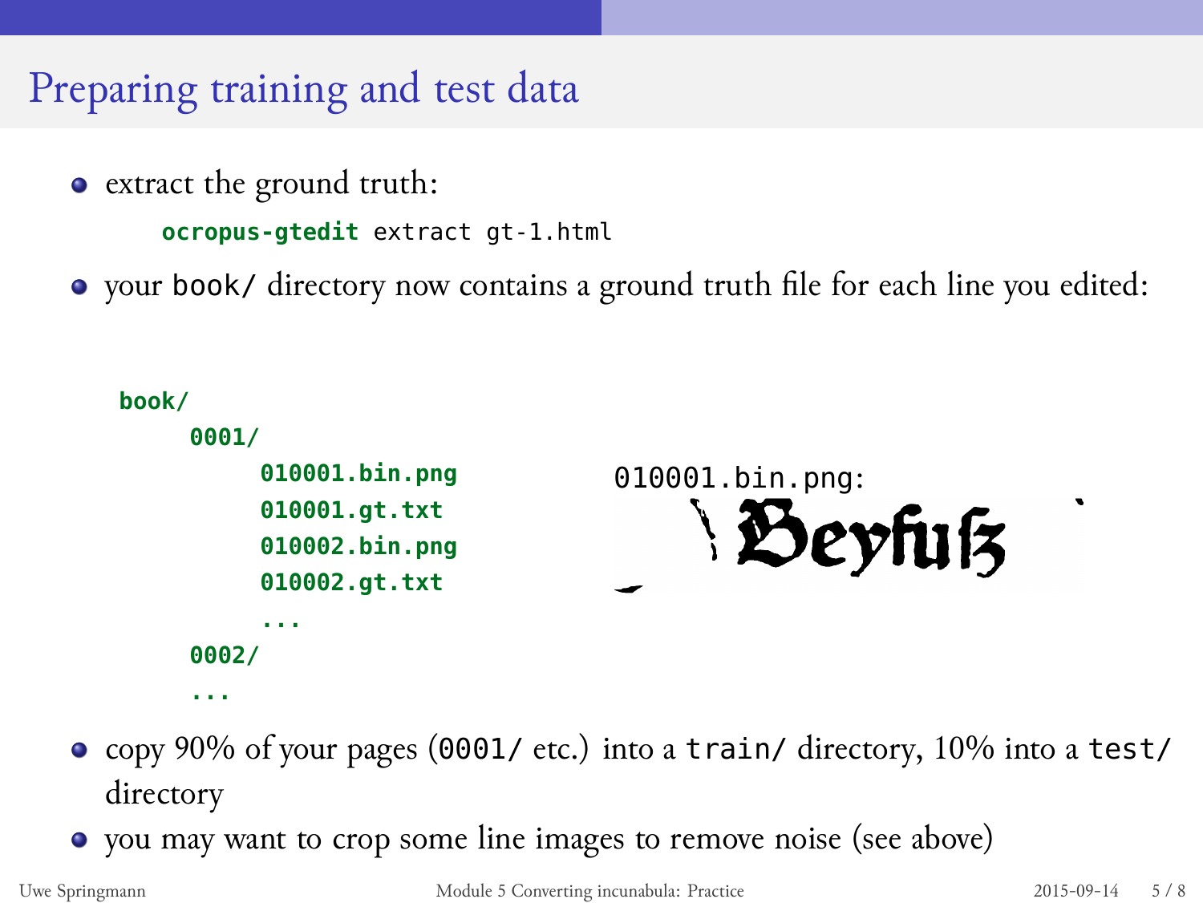# Preparing training and test data

- extract the ground truth:

```
ocropus-gtedit extract gt-1.html
```

- your `book/` directory now contains a ground truth file for each line you edited:

```
book/
    0001/
        010001.bin.png
        010001.gt.txt
        010002.bin.png
        010002.gt.txt
        ...
    0002/
    ...
```

010001.bin.png:

- copy 90% of your pages (`0001/` etc.) into a `train/` directory, 10% into a `test/` directory
- you may want to crop some line images to remove noise (see above)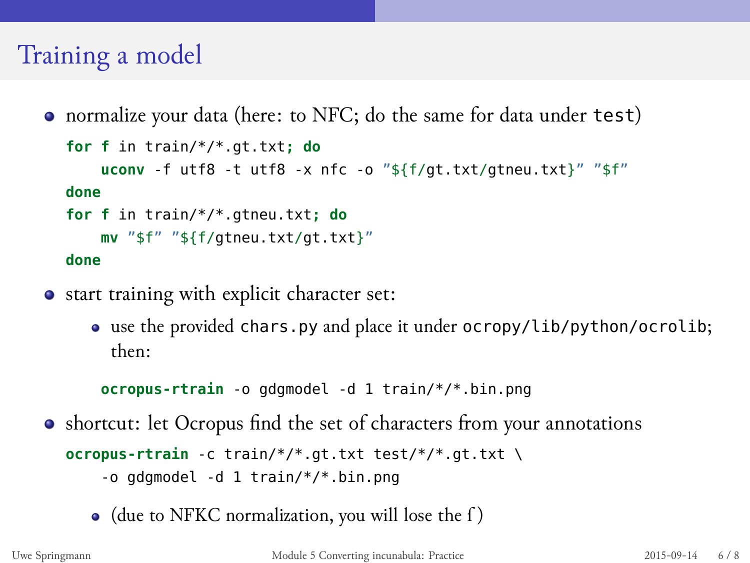# Training a model

- normalize your data (here: to NFC; do the same for data under `test`)

```
for f in train/*/*.gt.txt; do
    uconv -f utf8 -t utf8 -x nfc -o "${f/gt.txt/gtneu.txt}" "$f"
done
for f in train/*/*.gtneu.txt; do
    mv "$f" "${f/gtneu.txt/gt.txt}"
done
```

- start training with explicit character set:
  - use the provided `chars.py` and place it under `ocropy/lib/python/ocrolib`; then:

```
ocropus-rtrain -o gdgmodel -d 1 train/*/*.bin.png
```

- shortcut: let Ocropus find the set of characters from your annotations

```
ocropus-rtrain -c train/*/*.gt.txt test/*/*.gt.txt \
    -o gdgmodel -d 1 train/*/*.bin.png
```

  - (due to NFKC normalization, you will lose the ſ)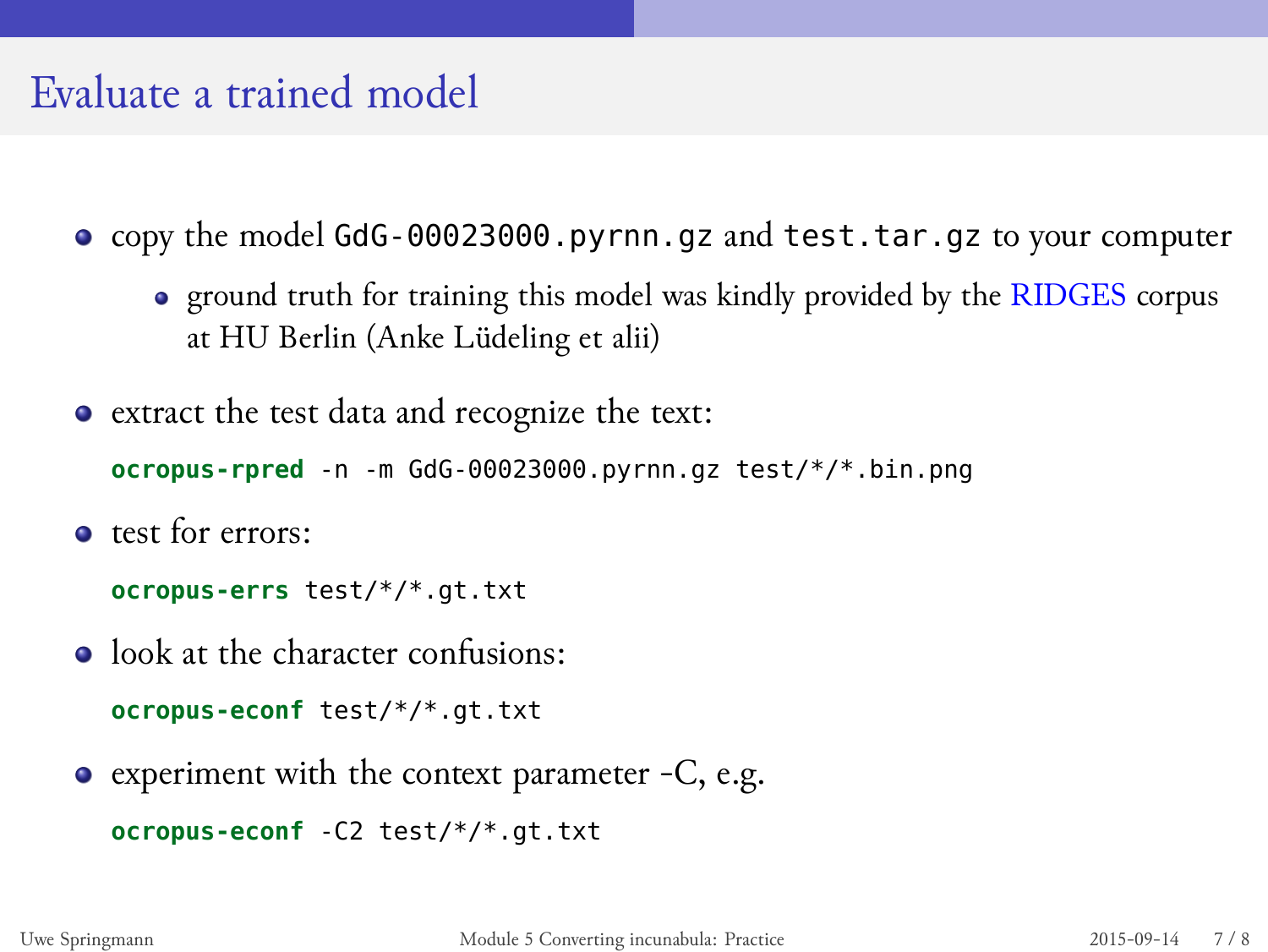# Evaluate a trained model

- copy the model `GdG-00023000.pyrnn.gz` and `test.tar.gz` to your computer
  - ground truth for training this model was kindly provided by the RIDGES corpus at HU Berlin (Anke Lüdeling et alii)
- extract the test data and recognize the text:

```
ocropus-rpred -n -m GdG-00023000.pyrnn.gz test/*/*.bin.png
```

- test for errors:

```
ocropus-errs test/*/*.gt.txt
```

- look at the character confusions:

```
ocropus-econf test/*/*.gt.txt
```

- experiment with the context parameter -C, e.g.

```
ocropus-econf -C2 test/*/*.gt.txt
```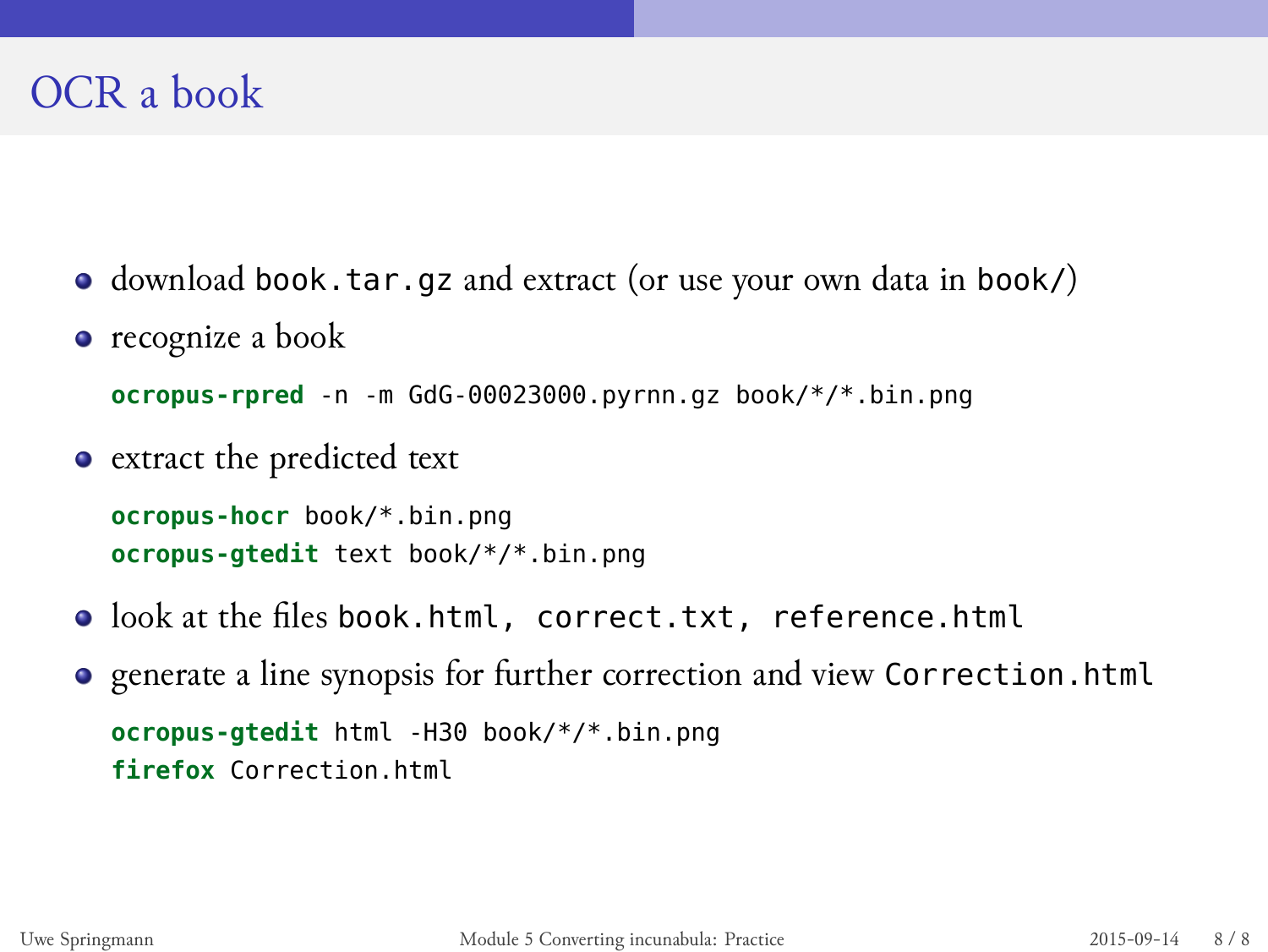# OCR a book

- download `book.tar.gz` and extract (or use your own data in `book/`)
- recognize a book

```
ocropus-rpred -n -m GdG-00023000.pyrnn.gz book/*/*.bin.png
```

- extract the predicted text

```
ocropus-hocr book/*.bin.png
ocropus-gtedit text book/*/*.bin.png
```

- look at the files `book.html, correct.txt, reference.html`
- generate a line synopsis for further correction and view `Correction.html`

```
ocropus-gtedit html -H30 book/*/*.bin.png
firefox Correction.html
```